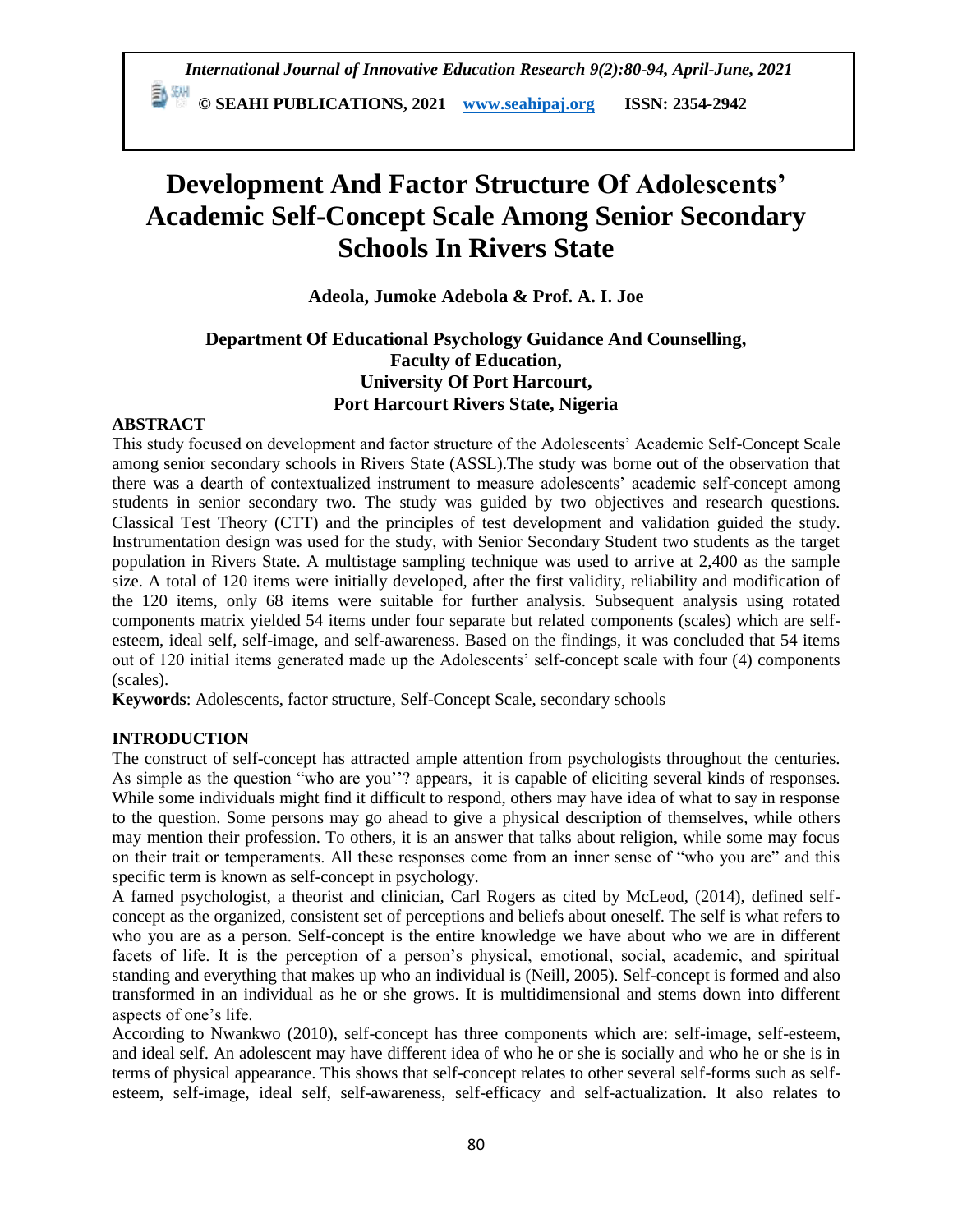# Development And Factor Structure Of Adolescents' Academic Self-Concept Scale Among Senior Secondary Schools In Rivers State

**Adeola, Jumoke Adebola & Prof. A. I. Joe**

**Department Of Educational Psychology Guidance And Counselling,**
**Faculty of Education,**
**University Of Port Harcourt,**
**Port Harcourt Rivers State, Nigeria**

## ABSTRACT

This study focused on development and factor structure of the Adolescents' Academic Self-Concept Scale among senior secondary schools in Rivers State (ASSL).The study was borne out of the observation that there was a dearth of contextualized instrument to measure adolescents' academic self-concept among students in senior secondary two. The study was guided by two objectives and research questions. Classical Test Theory (CTT) and the principles of test development and validation guided the study. Instrumentation design was used for the study, with Senior Secondary Student two students as the target population in Rivers State. A multistage sampling technique was used to arrive at 2,400 as the sample size. A total of 120 items were initially developed, after the first validity, reliability and modification of the 120 items, only 68 items were suitable for further analysis. Subsequent analysis using rotated components matrix yielded 54 items under four separate but related components (scales) which are self-esteem, ideal self, self-image, and self-awareness. Based on the findings, it was concluded that 54 items out of 120 initial items generated made up the Adolescents' self-concept scale with four (4) components (scales).

**Keywords**: Adolescents, factor structure, Self-Concept Scale, secondary schools

## INTRODUCTION

The construct of self-concept has attracted ample attention from psychologists throughout the centuries. As simple as the question "who are you''? appears, it is capable of eliciting several kinds of responses. While some individuals might find it difficult to respond, others may have idea of what to say in response to the question. Some persons may go ahead to give a physical description of themselves, while others may mention their profession. To others, it is an answer that talks about religion, while some may focus on their trait or temperaments. All these responses come from an inner sense of "who you are" and this specific term is known as self-concept in psychology.

A famed psychologist, a theorist and clinician, Carl Rogers as cited by McLeod, (2014), defined self-concept as the organized, consistent set of perceptions and beliefs about oneself. The self is what refers to who you are as a person. Self-concept is the entire knowledge we have about who we are in different facets of life. It is the perception of a person's physical, emotional, social, academic, and spiritual standing and everything that makes up who an individual is (Neill, 2005). Self-concept is formed and also transformed in an individual as he or she grows. It is multidimensional and stems down into different aspects of one's life.

According to Nwankwo (2010), self-concept has three components which are: self-image, self-esteem, and ideal self. An adolescent may have different idea of who he or she is socially and who he or she is in terms of physical appearance. This shows that self-concept relates to other several self-forms such as self-esteem, self-image, ideal self, self-awareness, self-efficacy and self-actualization. It also relates to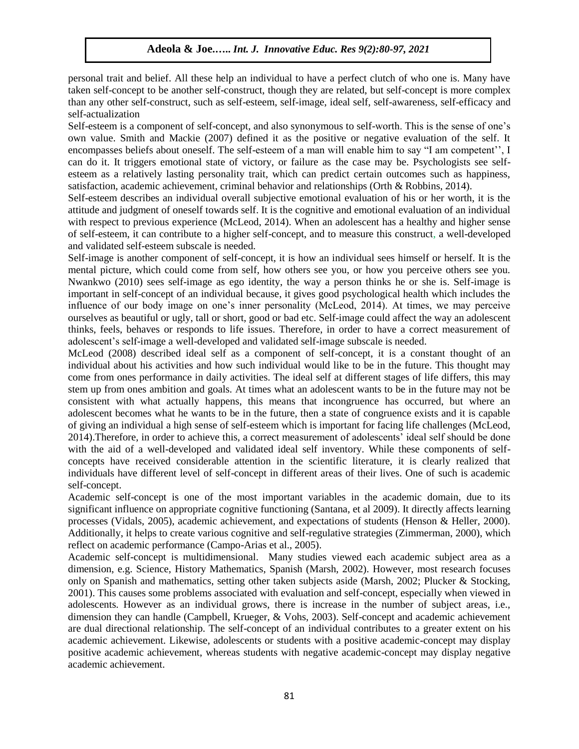personal trait and belief. All these help an individual to have a perfect clutch of who one is. Many have taken self-concept to be another self-construct, though they are related, but self-concept is more complex than any other self-construct, such as self-esteem, self-image, ideal self, self-awareness, self-efficacy and self-actualization

Self-esteem is a component of self-concept, and also synonymous to self-worth. This is the sense of one's own value. Smith and Mackie (2007) defined it as the positive or negative evaluation of the self. It encompasses beliefs about oneself. The self-esteem of a man will enable him to say "I am competent'', I can do it. It triggers emotional state of victory, or failure as the case may be. Psychologists see self-esteem as a relatively lasting personality trait, which can predict certain outcomes such as happiness, satisfaction, academic achievement, criminal behavior and relationships (Orth & Robbins, 2014).

Self-esteem describes an individual overall subjective emotional evaluation of his or her worth, it is the attitude and judgment of oneself towards self. It is the cognitive and emotional evaluation of an individual with respect to previous experience (McLeod, 2014). When an adolescent has a healthy and higher sense of self-esteem, it can contribute to a higher self-concept, and to measure this construct, a well-developed and validated self-esteem subscale is needed.

Self-image is another component of self-concept, it is how an individual sees himself or herself. It is the mental picture, which could come from self, how others see you, or how you perceive others see you. Nwankwo (2010) sees self-image as ego identity, the way a person thinks he or she is. Self-image is important in self-concept of an individual because, it gives good psychological health which includes the influence of our body image on one's inner personality (McLeod, 2014). At times, we may perceive ourselves as beautiful or ugly, tall or short, good or bad etc. Self-image could affect the way an adolescent thinks, feels, behaves or responds to life issues. Therefore, in order to have a correct measurement of adolescent's self-image a well-developed and validated self-image subscale is needed.

McLeod (2008) described ideal self as a component of self-concept, it is a constant thought of an individual about his activities and how such individual would like to be in the future. This thought may come from ones performance in daily activities. The ideal self at different stages of life differs, this may stem up from ones ambition and goals. At times what an adolescent wants to be in the future may not be consistent with what actually happens, this means that incongruence has occurred, but where an adolescent becomes what he wants to be in the future, then a state of congruence exists and it is capable of giving an individual a high sense of self-esteem which is important for facing life challenges (McLeod, 2014).Therefore, in order to achieve this, a correct measurement of adolescents' ideal self should be done with the aid of a well-developed and validated ideal self inventory. While these components of self-concepts have received considerable attention in the scientific literature, it is clearly realized that individuals have different level of self-concept in different areas of their lives. One of such is academic self-concept.

Academic self-concept is one of the most important variables in the academic domain, due to its significant influence on appropriate cognitive functioning (Santana, et al 2009). It directly affects learning processes (Vidals, 2005), academic achievement, and expectations of students (Henson & Heller, 2000). Additionally, it helps to create various cognitive and self-regulative strategies (Zimmerman, 2000), which reflect on academic performance (Campo-Arias et al., 2005).

Academic self-concept is multidimensional. Many studies viewed each academic subject area as a dimension, e.g. Science, History Mathematics, Spanish (Marsh, 2002). However, most research focuses only on Spanish and mathematics, setting other taken subjects aside (Marsh, 2002; Plucker & Stocking, 2001). This causes some problems associated with evaluation and self-concept, especially when viewed in adolescents. However as an individual grows, there is increase in the number of subject areas, i.e., dimension they can handle (Campbell, Krueger, & Vohs, 2003). Self-concept and academic achievement are dual directional relationship. The self-concept of an individual contributes to a greater extent on his academic achievement. Likewise, adolescents or students with a positive academic-concept may display positive academic achievement, whereas students with negative academic-concept may display negative academic achievement.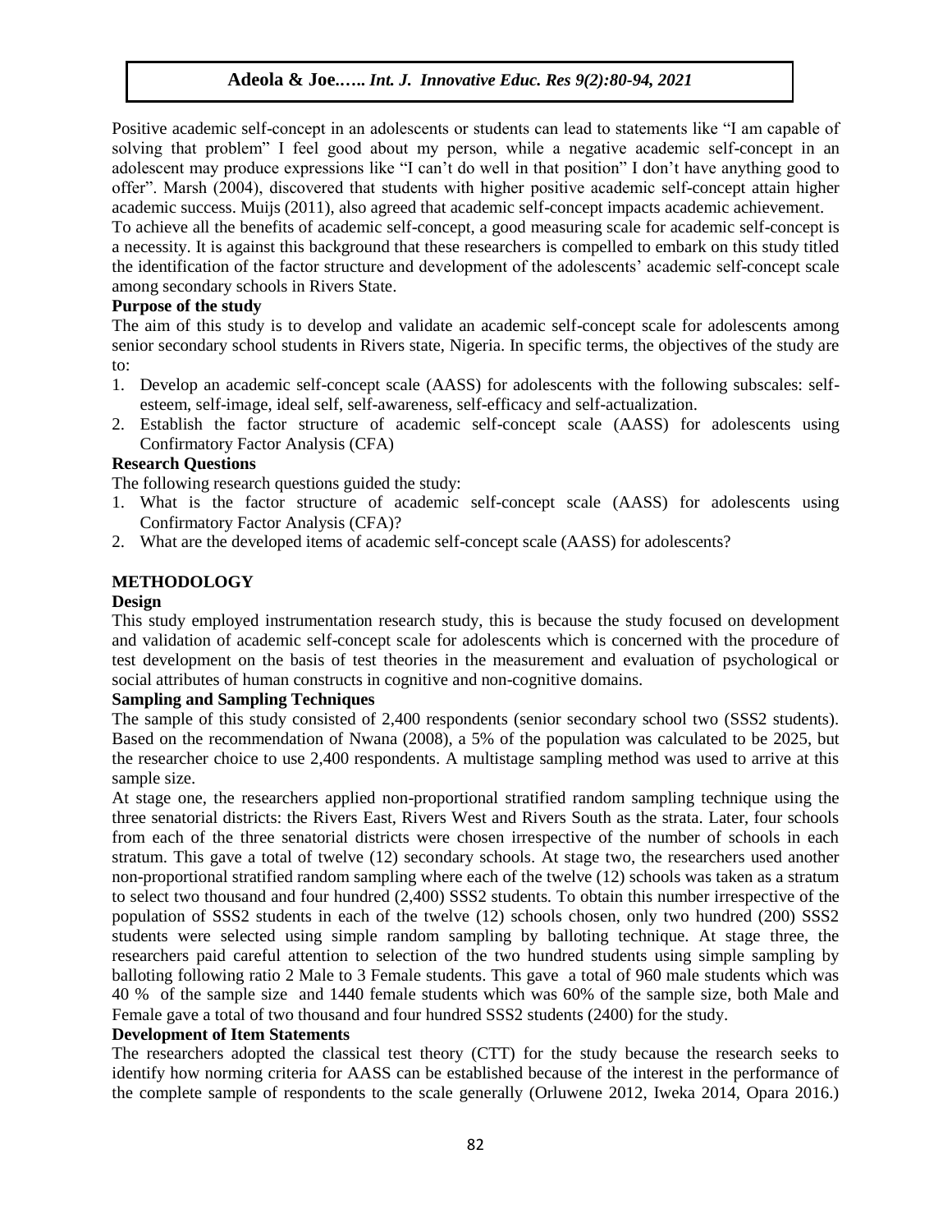Positive academic self-concept in an adolescents or students can lead to statements like "I am capable of solving that problem" I feel good about my person, while a negative academic self-concept in an adolescent may produce expressions like "I can't do well in that position" I don't have anything good to offer". Marsh (2004), discovered that students with higher positive academic self-concept attain higher academic success. Muijs (2011), also agreed that academic self-concept impacts academic achievement.

To achieve all the benefits of academic self-concept, a good measuring scale for academic self-concept is a necessity. It is against this background that these researchers is compelled to embark on this study titled the identification of the factor structure and development of the adolescents' academic self-concept scale among secondary schools in Rivers State.

**Purpose of the study**

The aim of this study is to develop and validate an academic self-concept scale for adolescents among senior secondary school students in Rivers state, Nigeria. In specific terms, the objectives of the study are to:

1. Develop an academic self-concept scale (AASS) for adolescents with the following subscales: self-esteem, self-image, ideal self, self-awareness, self-efficacy and self-actualization.
2. Establish the factor structure of academic self-concept scale (AASS) for adolescents using Confirmatory Factor Analysis (CFA)

**Research Questions**

The following research questions guided the study:

1. What is the factor structure of academic self-concept scale (AASS) for adolescents using Confirmatory Factor Analysis (CFA)?
2. What are the developed items of academic self-concept scale (AASS) for adolescents?

## METHODOLOGY

**Design**

This study employed instrumentation research study, this is because the study focused on development and validation of academic self-concept scale for adolescents which is concerned with the procedure of test development on the basis of test theories in the measurement and evaluation of psychological or social attributes of human constructs in cognitive and non-cognitive domains.

**Sampling and Sampling Techniques**

The sample of this study consisted of 2,400 respondents (senior secondary school two (SSS2 students). Based on the recommendation of Nwana (2008), a 5% of the population was calculated to be 2025, but the researcher choice to use 2,400 respondents. A multistage sampling method was used to arrive at this sample size.

At stage one, the researchers applied non-proportional stratified random sampling technique using the three senatorial districts: the Rivers East, Rivers West and Rivers South as the strata. Later, four schools from each of the three senatorial districts were chosen irrespective of the number of schools in each stratum. This gave a total of twelve (12) secondary schools. At stage two, the researchers used another non-proportional stratified random sampling where each of the twelve (12) schools was taken as a stratum to select two thousand and four hundred (2,400) SSS2 students. To obtain this number irrespective of the population of SSS2 students in each of the twelve (12) schools chosen, only two hundred (200) SSS2 students were selected using simple random sampling by balloting technique. At stage three, the researchers paid careful attention to selection of the two hundred students using simple sampling by balloting following ratio 2 Male to 3 Female students. This gave a total of 960 male students which was 40 % of the sample size and 1440 female students which was 60% of the sample size, both Male and Female gave a total of two thousand and four hundred SSS2 students (2400) for the study.

**Development of Item Statements**

The researchers adopted the classical test theory (CTT) for the study because the research seeks to identify how norming criteria for AASS can be established because of the interest in the performance of the complete sample of respondents to the scale generally (Orluwene 2012, Iweka 2014, Opara 2016.)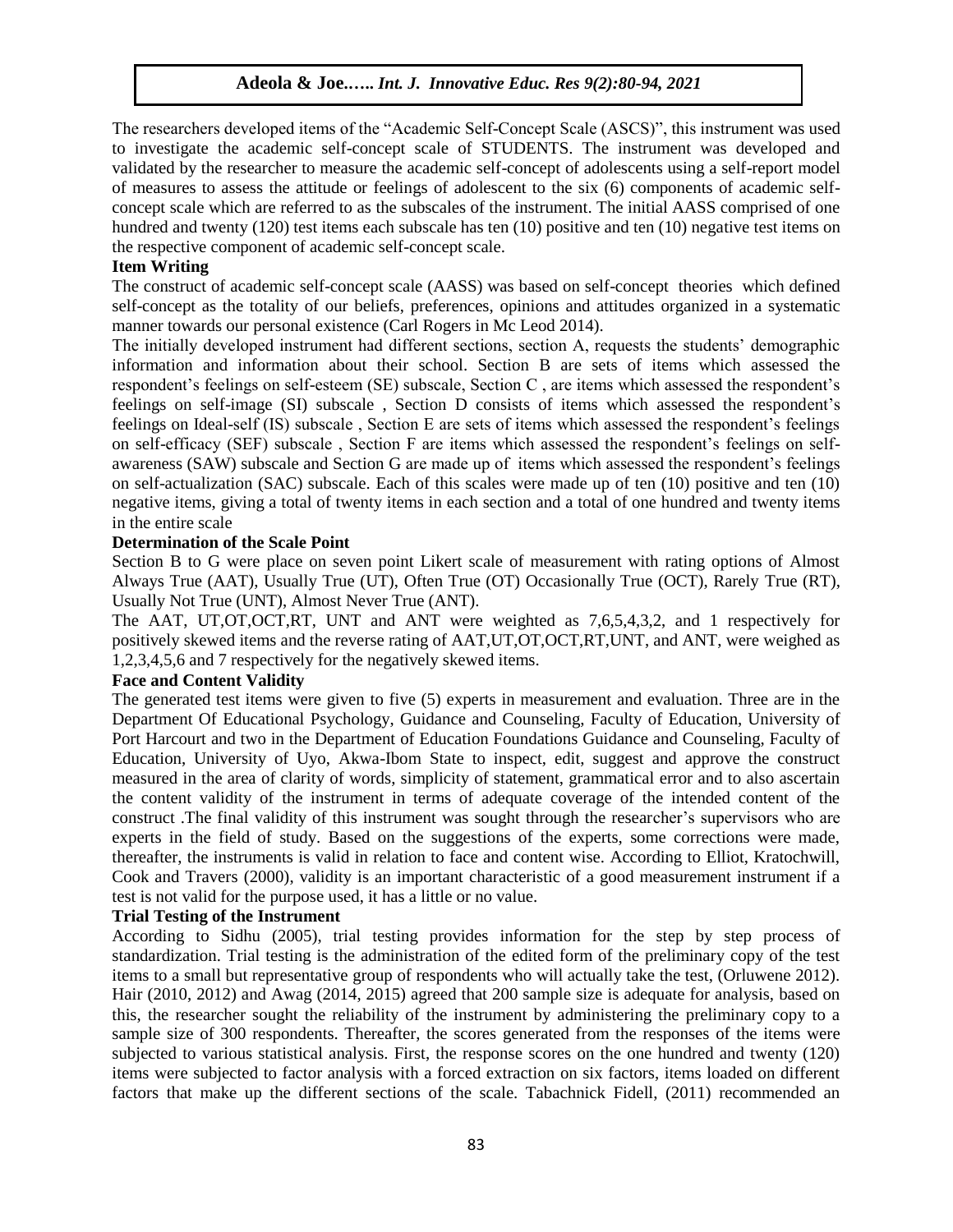The researchers developed items of the "Academic Self-Concept Scale (ASCS)", this instrument was used to investigate the academic self-concept scale of STUDENTS. The instrument was developed and validated by the researcher to measure the academic self-concept of adolescents using a self-report model of measures to assess the attitude or feelings of adolescent to the six (6) components of academic self-concept scale which are referred to as the subscales of the instrument. The initial AASS comprised of one hundred and twenty (120) test items each subscale has ten (10) positive and ten (10) negative test items on the respective component of academic self-concept scale.

**Item Writing**

The construct of academic self-concept scale (AASS) was based on self-concept theories which defined self-concept as the totality of our beliefs, preferences, opinions and attitudes organized in a systematic manner towards our personal existence (Carl Rogers in Mc Leod 2014).

The initially developed instrument had different sections, section A, requests the students' demographic information and information about their school. Section B are sets of items which assessed the respondent's feelings on self-esteem (SE) subscale, Section C , are items which assessed the respondent's feelings on self-image (SI) subscale , Section D consists of items which assessed the respondent's feelings on Ideal-self (IS) subscale , Section E are sets of items which assessed the respondent's feelings on self-efficacy (SEF) subscale , Section F are items which assessed the respondent's feelings on self-awareness (SAW) subscale and Section G are made up of items which assessed the respondent's feelings on self-actualization (SAC) subscale. Each of this scales were made up of ten (10) positive and ten (10) negative items, giving a total of twenty items in each section and a total of one hundred and twenty items in the entire scale

**Determination of the Scale Point**

Section B to G were place on seven point Likert scale of measurement with rating options of Almost Always True (AAT), Usually True (UT), Often True (OT) Occasionally True (OCT), Rarely True (RT), Usually Not True (UNT), Almost Never True (ANT).

The AAT, UT,OT,OCT,RT, UNT and ANT were weighted as 7,6,5,4,3,2, and 1 respectively for positively skewed items and the reverse rating of AAT,UT,OT,OCT,RT,UNT, and ANT, were weighed as 1,2,3,4,5,6 and 7 respectively for the negatively skewed items.

**Face and Content Validity**

The generated test items were given to five (5) experts in measurement and evaluation. Three are in the Department Of Educational Psychology, Guidance and Counseling, Faculty of Education, University of Port Harcourt and two in the Department of Education Foundations Guidance and Counseling, Faculty of Education, University of Uyo, Akwa-Ibom State to inspect, edit, suggest and approve the construct measured in the area of clarity of words, simplicity of statement, grammatical error and to also ascertain the content validity of the instrument in terms of adequate coverage of the intended content of the construct .The final validity of this instrument was sought through the researcher's supervisors who are experts in the field of study. Based on the suggestions of the experts, some corrections were made, thereafter, the instruments is valid in relation to face and content wise. According to Elliot, Kratochwill, Cook and Travers (2000), validity is an important characteristic of a good measurement instrument if a test is not valid for the purpose used, it has a little or no value.

**Trial Testing of the Instrument**

According to Sidhu (2005), trial testing provides information for the step by step process of standardization. Trial testing is the administration of the edited form of the preliminary copy of the test items to a small but representative group of respondents who will actually take the test, (Orluwene 2012). Hair (2010, 2012) and Awag (2014, 2015) agreed that 200 sample size is adequate for analysis, based on this, the researcher sought the reliability of the instrument by administering the preliminary copy to a sample size of 300 respondents. Thereafter, the scores generated from the responses of the items were subjected to various statistical analysis. First, the response scores on the one hundred and twenty (120) items were subjected to factor analysis with a forced extraction on six factors, items loaded on different factors that make up the different sections of the scale. Tabachnick Fidell, (2011) recommended an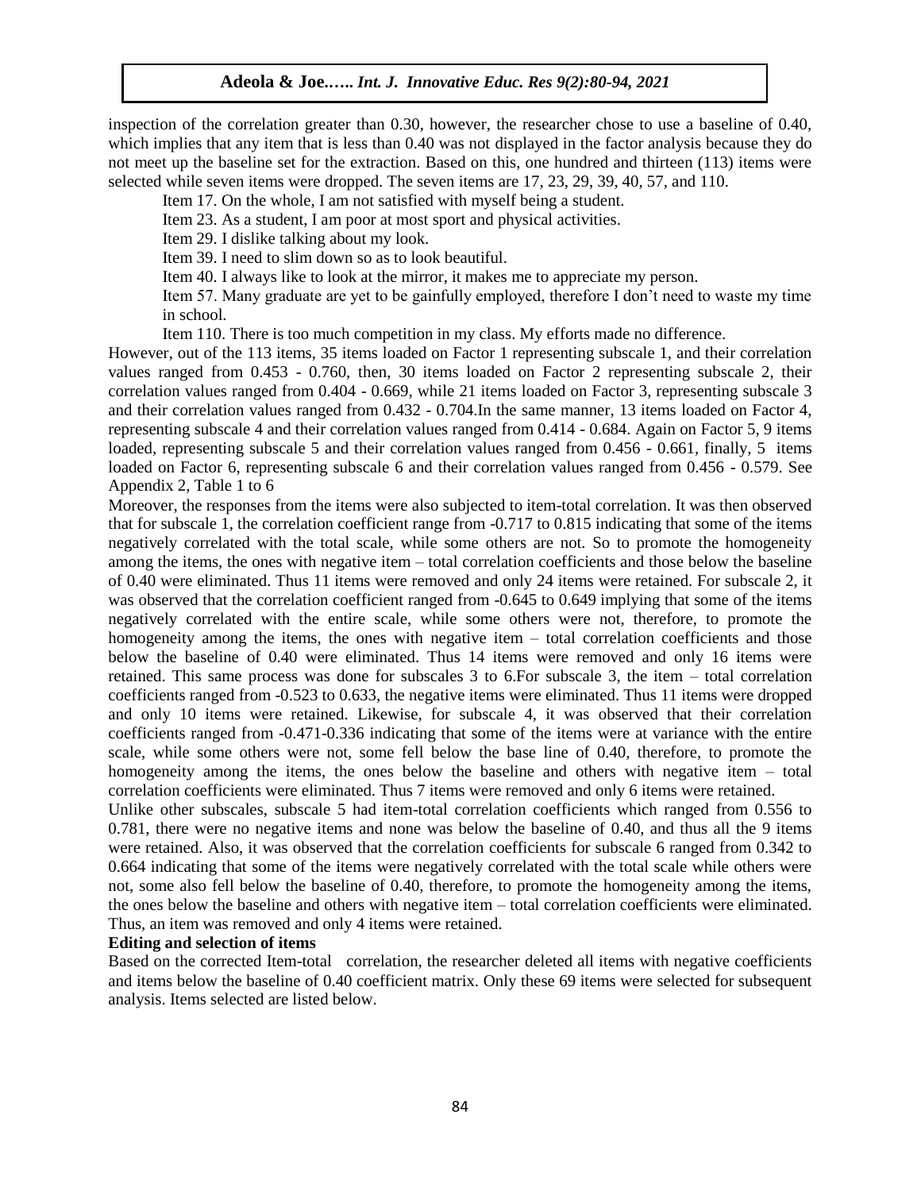inspection of the correlation greater than 0.30, however, the researcher chose to use a baseline of 0.40, which implies that any item that is less than 0.40 was not displayed in the factor analysis because they do not meet up the baseline set for the extraction. Based on this, one hundred and thirteen (113) items were selected while seven items were dropped. The seven items are 17, 23, 29, 39, 40, 57, and 110.

Item 17. On the whole, I am not satisfied with myself being a student.

Item 23. As a student, I am poor at most sport and physical activities.

Item 29. I dislike talking about my look.

Item 39. I need to slim down so as to look beautiful.

Item 40. I always like to look at the mirror, it makes me to appreciate my person.

Item 57. Many graduate are yet to be gainfully employed, therefore I don't need to waste my time in school.

Item 110. There is too much competition in my class. My efforts made no difference.

However, out of the 113 items, 35 items loaded on Factor 1 representing subscale 1, and their correlation values ranged from 0.453 - 0.760, then, 30 items loaded on Factor 2 representing subscale 2, their correlation values ranged from 0.404 - 0.669, while 21 items loaded on Factor 3, representing subscale 3 and their correlation values ranged from 0.432 - 0.704.In the same manner, 13 items loaded on Factor 4, representing subscale 4 and their correlation values ranged from 0.414 - 0.684. Again on Factor 5, 9 items loaded, representing subscale 5 and their correlation values ranged from 0.456 - 0.661, finally, 5 items loaded on Factor 6, representing subscale 6 and their correlation values ranged from 0.456 - 0.579. See Appendix 2, Table 1 to 6

Moreover, the responses from the items were also subjected to item-total correlation. It was then observed that for subscale 1, the correlation coefficient range from -0.717 to 0.815 indicating that some of the items negatively correlated with the total scale, while some others are not. So to promote the homogeneity among the items, the ones with negative item – total correlation coefficients and those below the baseline of 0.40 were eliminated. Thus 11 items were removed and only 24 items were retained. For subscale 2, it was observed that the correlation coefficient ranged from -0.645 to 0.649 implying that some of the items negatively correlated with the entire scale, while some others were not, therefore, to promote the homogeneity among the items, the ones with negative item – total correlation coefficients and those below the baseline of 0.40 were eliminated. Thus 14 items were removed and only 16 items were retained. This same process was done for subscales 3 to 6.For subscale 3, the item – total correlation coefficients ranged from -0.523 to 0.633, the negative items were eliminated. Thus 11 items were dropped and only 10 items were retained. Likewise, for subscale 4, it was observed that their correlation coefficients ranged from -0.471-0.336 indicating that some of the items were at variance with the entire scale, while some others were not, some fell below the base line of 0.40, therefore, to promote the homogeneity among the items, the ones below the baseline and others with negative item – total correlation coefficients were eliminated. Thus 7 items were removed and only 6 items were retained.

Unlike other subscales, subscale 5 had item-total correlation coefficients which ranged from 0.556 to 0.781, there were no negative items and none was below the baseline of 0.40, and thus all the 9 items were retained. Also, it was observed that the correlation coefficients for subscale 6 ranged from 0.342 to 0.664 indicating that some of the items were negatively correlated with the total scale while others were not, some also fell below the baseline of 0.40, therefore, to promote the homogeneity among the items, the ones below the baseline and others with negative item – total correlation coefficients were eliminated. Thus, an item was removed and only 4 items were retained.

**Editing and selection of items**

Based on the corrected Item-total correlation, the researcher deleted all items with negative coefficients and items below the baseline of 0.40 coefficient matrix. Only these 69 items were selected for subsequent analysis. Items selected are listed below.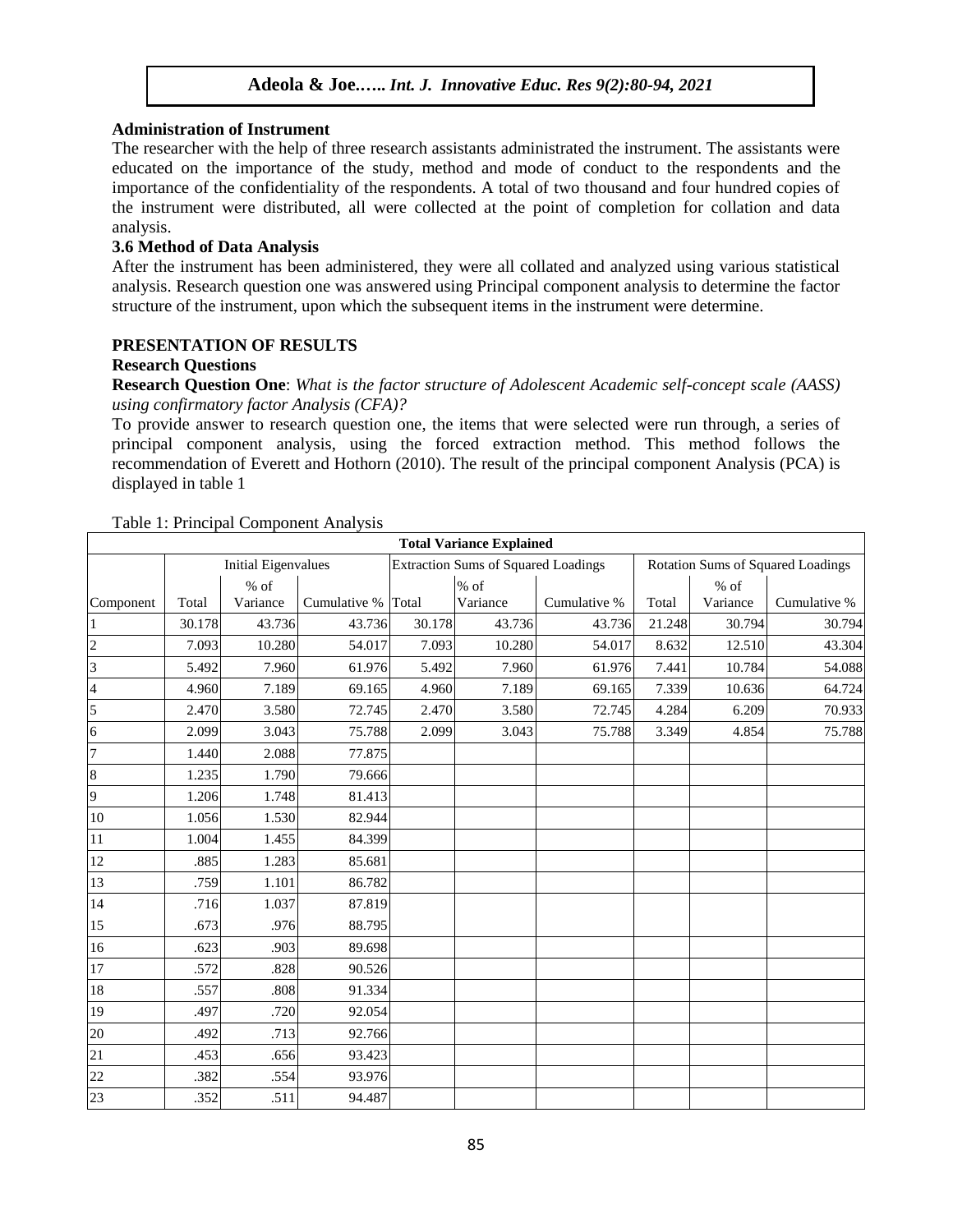### Administration of Instrument

The researcher with the help of three research assistants administrated the instrument. The assistants were educated on the importance of the study, method and mode of conduct to the respondents and the importance of the confidentiality of the respondents. A total of two thousand and four hundred copies of the instrument were distributed, all were collected at the point of completion for collation and data analysis.

### 3.6 Method of Data Analysis

After the instrument has been administered, they were all collated and analyzed using various statistical analysis. Research question one was answered using Principal component analysis to determine the factor structure of the instrument, upon which the subsequent items in the instrument were determine.

## PRESENTATION OF RESULTS

### Research Questions

**Research Question One**: *What is the factor structure of Adolescent Academic self-concept scale (AASS) using confirmatory factor Analysis (CFA)?*

To provide answer to research question one, the items that were selected were run through, a series of principal component analysis, using the forced extraction method. This method follows the recommendation of Everett and Hothorn (2010). The result of the principal component Analysis (PCA) is displayed in table 1

Table 1: Principal Component Analysis

| Total Variance Explained | | | | | | | | | |
|---|---|---|---|---|---|---|---|---|---|
| | Initial Eigenvalues | | | Extraction Sums of Squared Loadings | | | Rotation Sums of Squared Loadings | | |
| Component | Total | % of Variance | Cumulative % | Total | % of Variance | Cumulative % | Total | % of Variance | Cumulative % |
| 1 | 30.178 | 43.736 | 43.736 | 30.178 | 43.736 | 43.736 | 21.248 | 30.794 | 30.794 |
| 2 | 7.093 | 10.280 | 54.017 | 7.093 | 10.280 | 54.017 | 8.632 | 12.510 | 43.304 |
| 3 | 5.492 | 7.960 | 61.976 | 5.492 | 7.960 | 61.976 | 7.441 | 10.784 | 54.088 |
| 4 | 4.960 | 7.189 | 69.165 | 4.960 | 7.189 | 69.165 | 7.339 | 10.636 | 64.724 |
| 5 | 2.470 | 3.580 | 72.745 | 2.470 | 3.580 | 72.745 | 4.284 | 6.209 | 70.933 |
| 6 | 2.099 | 3.043 | 75.788 | 2.099 | 3.043 | 75.788 | 3.349 | 4.854 | 75.788 |
| 7 | 1.440 | 2.088 | 77.875 | | | | | | |
| 8 | 1.235 | 1.790 | 79.666 | | | | | | |
| 9 | 1.206 | 1.748 | 81.413 | | | | | | |
| 10 | 1.056 | 1.530 | 82.944 | | | | | | |
| 11 | 1.004 | 1.455 | 84.399 | | | | | | |
| 12 | .885 | 1.283 | 85.681 | | | | | | |
| 13 | .759 | 1.101 | 86.782 | | | | | | |
| 14 | .716 | 1.037 | 87.819 | | | | | | |
| 15 | .673 | .976 | 88.795 | | | | | | |
| 16 | .623 | .903 | 89.698 | | | | | | |
| 17 | .572 | .828 | 90.526 | | | | | | |
| 18 | .557 | .808 | 91.334 | | | | | | |
| 19 | .497 | .720 | 92.054 | | | | | | |
| 20 | .492 | .713 | 92.766 | | | | | | |
| 21 | .453 | .656 | 93.423 | | | | | | |
| 22 | .382 | .554 | 93.976 | | | | | | |
| 23 | .352 | .511 | 94.487 | | | | | | |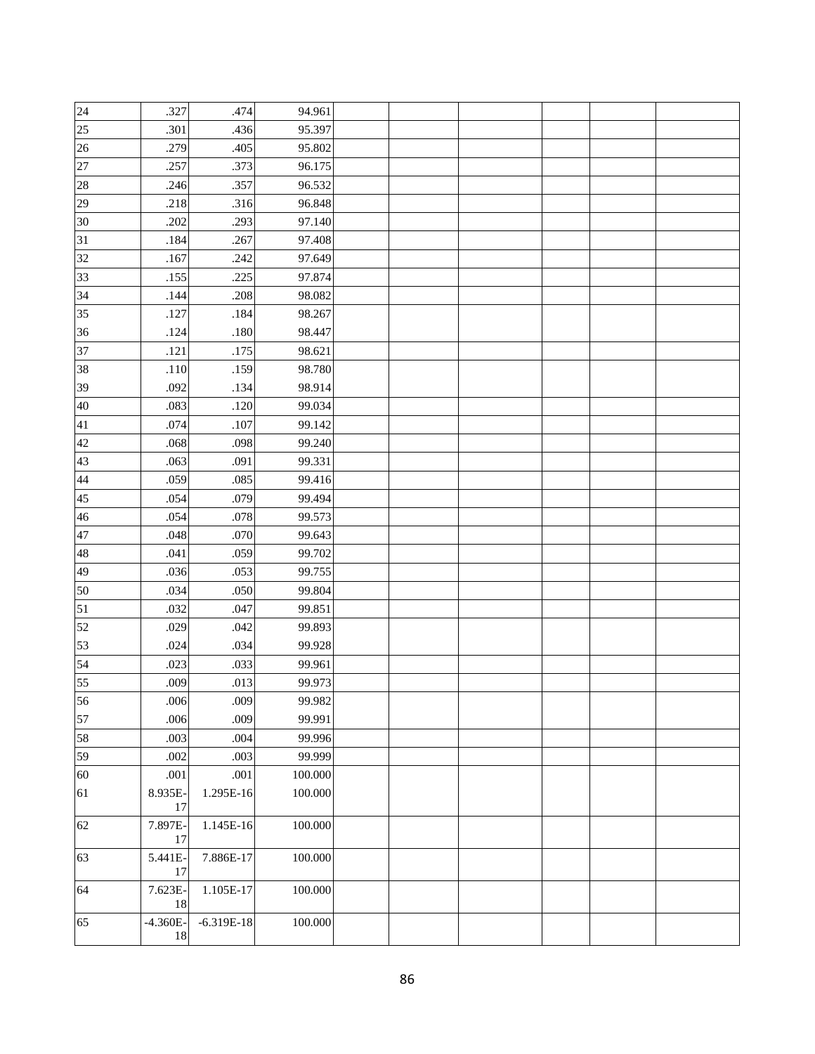| | | | | | | | | | |
|---|---|---|---|---|---|---|---|---|---|
| 24 | .327 | .474 | 94.961 | | | | | | |
| 25 | .301 | .436 | 95.397 | | | | | | |
| 26 | .279 | .405 | 95.802 | | | | | | |
| 27 | .257 | .373 | 96.175 | | | | | | |
| 28 | .246 | .357 | 96.532 | | | | | | |
| 29 | .218 | .316 | 96.848 | | | | | | |
| 30 | .202 | .293 | 97.140 | | | | | | |
| 31 | .184 | .267 | 97.408 | | | | | | |
| 32 | .167 | .242 | 97.649 | | | | | | |
| 33 | .155 | .225 | 97.874 | | | | | | |
| 34 | .144 | .208 | 98.082 | | | | | | |
| 35 | .127 | .184 | 98.267 | | | | | | |
| 36 | .124 | .180 | 98.447 | | | | | | |
| 37 | .121 | .175 | 98.621 | | | | | | |
| 38 | .110 | .159 | 98.780 | | | | | | |
| 39 | .092 | .134 | 98.914 | | | | | | |
| 40 | .083 | .120 | 99.034 | | | | | | |
| 41 | .074 | .107 | 99.142 | | | | | | |
| 42 | .068 | .098 | 99.240 | | | | | | |
| 43 | .063 | .091 | 99.331 | | | | | | |
| 44 | .059 | .085 | 99.416 | | | | | | |
| 45 | .054 | .079 | 99.494 | | | | | | |
| 46 | .054 | .078 | 99.573 | | | | | | |
| 47 | .048 | .070 | 99.643 | | | | | | |
| 48 | .041 | .059 | 99.702 | | | | | | |
| 49 | .036 | .053 | 99.755 | | | | | | |
| 50 | .034 | .050 | 99.804 | | | | | | |
| 51 | .032 | .047 | 99.851 | | | | | | |
| 52 | .029 | .042 | 99.893 | | | | | | |
| 53 | .024 | .034 | 99.928 | | | | | | |
| 54 | .023 | .033 | 99.961 | | | | | | |
| 55 | .009 | .013 | 99.973 | | | | | | |
| 56 | .006 | .009 | 99.982 | | | | | | |
| 57 | .006 | .009 | 99.991 | | | | | | |
| 58 | .003 | .004 | 99.996 | | | | | | |
| 59 | .002 | .003 | 99.999 | | | | | | |
| 60 | .001 | .001 | 100.000 | | | | | | |
| 61 | 8.935E-17 | 1.295E-16 | 100.000 | | | | | | |
| 62 | 7.897E-17 | 1.145E-16 | 100.000 | | | | | | |
| 63 | 5.441E-17 | 7.886E-17 | 100.000 | | | | | | |
| 64 | 7.623E-18 | 1.105E-17 | 100.000 | | | | | | |
| 65 | -4.360E-18 | -6.319E-18 | 100.000 | | | | | | |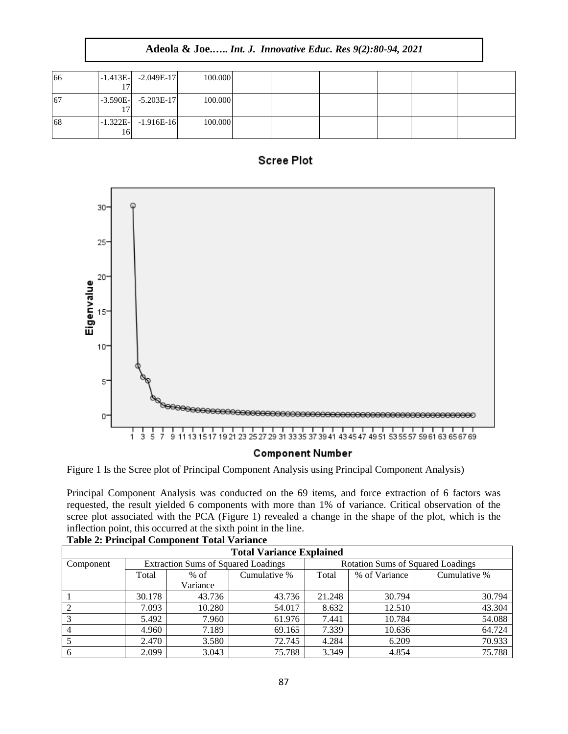| 66 | -1.413E-17 | -2.049E-17 | 100.000 | | | | | | |
|---|---|---|---|---|---|---|---|---|---|
| 67 | -3.590E-17 | -5.203E-17 | 100.000 | | | | | | |
| 68 | -1.322E-16 | -1.916E-16 | 100.000 | | | | | | |

Figure 1 Is the Scree plot of Principal Component Analysis using Principal Component Analysis)

Principal Component Analysis was conducted on the 69 items, and force extraction of 6 factors was requested, the result yielded 6 components with more than 1% of variance. Critical observation of the scree plot associated with the PCA (Figure 1) revealed a change in the shape of the plot, which is the inflection point, this occurred at the sixth point in the line.

**Table 2: Principal Component Total Variance**

| Total Variance Explained | | | | | | |
|---|---|---|---|---|---|---|
| Component | Extraction Sums of Squared Loadings | | | Rotation Sums of Squared Loadings | | |
| | Total | % of Variance | Cumulative % | Total | % of Variance | Cumulative % |
| 1 | 30.178 | 43.736 | 43.736 | 21.248 | 30.794 | 30.794 |
| 2 | 7.093 | 10.280 | 54.017 | 8.632 | 12.510 | 43.304 |
| 3 | 5.492 | 7.960 | 61.976 | 7.441 | 10.784 | 54.088 |
| 4 | 4.960 | 7.189 | 69.165 | 7.339 | 10.636 | 64.724 |
| 5 | 2.470 | 3.580 | 72.745 | 4.284 | 6.209 | 70.933 |
| 6 | 2.099 | 3.043 | 75.788 | 3.349 | 4.854 | 75.788 |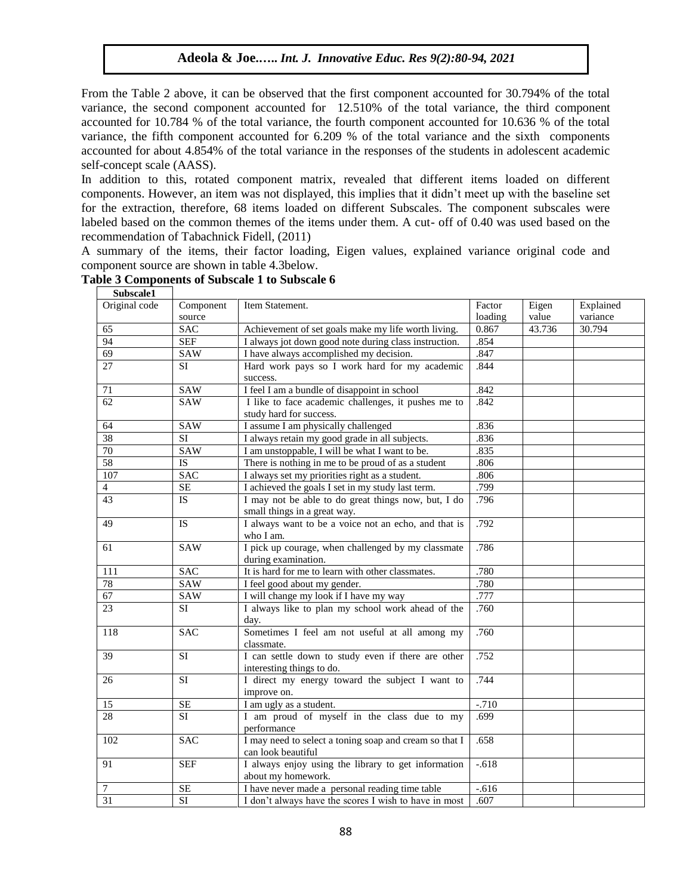From the Table 2 above, it can be observed that the first component accounted for 30.794% of the total variance, the second component accounted for 12.510% of the total variance, the third component accounted for 10.784 % of the total variance, the fourth component accounted for 10.636 % of the total variance, the fifth component accounted for 6.209 % of the total variance and the sixth components accounted for about 4.854% of the total variance in the responses of the students in adolescent academic self-concept scale (AASS).

In addition to this, rotated component matrix, revealed that different items loaded on different components. However, an item was not displayed, this implies that it didn't meet up with the baseline set for the extraction, therefore, 68 items loaded on different Subscales. The component subscales were labeled based on the common themes of the items under them. A cut- off of 0.40 was used based on the recommendation of Tabachnick Fidell, (2011)

A summary of the items, their factor loading, Eigen values, explained variance original code and component source are shown in table 4.3below.

**Table 3 Components of Subscale 1 to Subscale 6**

| **Subscale1** | | | | | |
|---|---|---|---|---|---|
| Original code | Component source | Item Statement. | Factor loading | Eigen value | Explained variance |
| 65 | SAC | Achievement of set goals make my life worth living. | 0.867 | 43.736 | 30.794 |
| 94 | SEF | I always jot down good note during class instruction. | .854 | | |
| 69 | SAW | I have always accomplished my decision. | .847 | | |
| 27 | SI | Hard work pays so I work hard for my academic success. | .844 | | |
| 71 | SAW | I feel I am a bundle of disappoint in school | .842 | | |
| 62 | SAW | I like to face academic challenges, it pushes me to study hard for success. | .842 | | |
| 64 | SAW | I assume I am physically challenged | .836 | | |
| 38 | SI | I always retain my good grade in all subjects. | .836 | | |
| 70 | SAW | I am unstoppable, I will be what I want to be. | .835 | | |
| 58 | IS | There is nothing in me to be proud of as a student | .806 | | |
| 107 | SAC | I always set my priorities right as a student. | .806 | | |
| 4 | SE | I achieved the goals I set in my study last term. | .799 | | |
| 43 | IS | I may not be able to do great things now, but, I do small things in a great way. | .796 | | |
| 49 | IS | I always want to be a voice not an echo, and that is who I am. | .792 | | |
| 61 | SAW | I pick up courage, when challenged by my classmate during examination. | .786 | | |
| 111 | SAC | It is hard for me to learn with other classmates. | .780 | | |
| 78 | SAW | I feel good about my gender. | .780 | | |
| 67 | SAW | I will change my look if I have my way | .777 | | |
| 23 | SI | I always like to plan my school work ahead of the day. | .760 | | |
| 118 | SAC | Sometimes I feel am not useful at all among my classmate. | .760 | | |
| 39 | SI | I can settle down to study even if there are other interesting things to do. | .752 | | |
| 26 | SI | I direct my energy toward the subject I want to improve on. | .744 | | |
| 15 | SE | I am ugly as a student. | -.710 | | |
| 28 | SI | I am proud of myself in the class due to my performance | .699 | | |
| 102 | SAC | I may need to select a toning soap and cream so that I can look beautiful | .658 | | |
| 91 | SEF | I always enjoy using the library to get information about my homework. | -.618 | | |
| 7 | SE | I have never made a personal reading time table | -.616 | | |
| 31 | SI | I don't always have the scores I wish to have in most | .607 | | |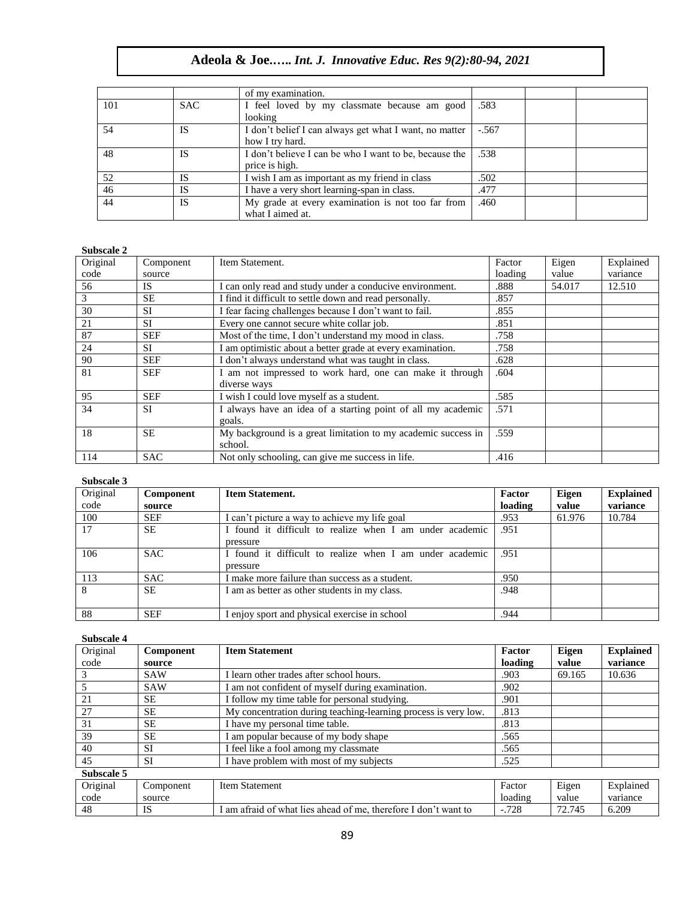| | | of my examination. | | | |
|---|---|---|---|---|---|
| 101 | SAC | I feel loved by my classmate because am good looking | .583 | | |
| 54 | IS | I don't belief I can always get what I want, no matter how I try hard. | -.567 | | |
| 48 | IS | I don't believe I can be who I want to be, because the price is high. | .538 | | |
| 52 | IS | I wish I am as important as my friend in class | .502 | | |
| 46 | IS | I have a very short learning-span in class. | .477 | | |
| 44 | IS | My grade at every examination is not too far from what I aimed at. | .460 | | |

**Subscale 2**

| Original code | Component source | Item Statement. | Factor loading | Eigen value | Explained variance |
|---|---|---|---|---|---|
| 56 | IS | I can only read and study under a conducive environment. | .888 | 54.017 | 12.510 |
| 3 | SE | I find it difficult to settle down and read personally. | .857 | | |
| 30 | SI | I fear facing challenges because I don't want to fail. | .855 | | |
| 21 | SI | Every one cannot secure white collar job. | .851 | | |
| 87 | SEF | Most of the time, I don't understand my mood in class. | .758 | | |
| 24 | SI | I am optimistic about a better grade at every examination. | .758 | | |
| 90 | SEF | I don't always understand what was taught in class. | .628 | | |
| 81 | SEF | I am not impressed to work hard, one can make it through diverse ways | .604 | | |
| 95 | SEF | I wish I could love myself as a student. | .585 | | |
| 34 | SI | I always have an idea of a starting point of all my academic goals. | .571 | | |
| 18 | SE | My background is a great limitation to my academic success in school. | .559 | | |
| 114 | SAC | Not only schooling, can give me success in life. | .416 | | |

**Subscale 3**

| Original code | **Component source** | **Item Statement.** | **Factor loading** | **Eigen value** | **Explained variance** |
|---|---|---|---|---|---|
| 100 | SEF | I can't picture a way to achieve my life goal | .953 | 61.976 | 10.784 |
| 17 | SE | I found it difficult to realize when I am under academic pressure | .951 | | |
| 106 | SAC | I found it difficult to realize when I am under academic pressure | .951 | | |
| 113 | SAC | I make more failure than success as a student. | .950 | | |
| 8 | SE | I am as better as other students in my class. | .948 | | |
| 88 | SEF | I enjoy sport and physical exercise in school | .944 | | |

**Subscale 4**

| Original code | **Component source** | **Item Statement** | **Factor loading** | **Eigen value** | **Explained variance** |
|---|---|---|---|---|---|
| 3 | SAW | I learn other trades after school hours. | .903 | 69.165 | 10.636 |
| 5 | SAW | I am not confident of myself during examination. | .902 | | |
| 21 | SE | I follow my time table for personal studying. | .901 | | |
| 27 | SE | My concentration during teaching-learning process is very low. | .813 | | |
| 31 | SE | I have my personal time table. | .813 | | |
| 39 | SE | I am popular because of my body shape | .565 | | |
| 40 | SI | I feel like a fool among my classmate | .565 | | |
| 45 | SI | I have problem with most of my subjects | .525 | | |

**Subscale 5**

| Original code | Component source | Item Statement | Factor loading | Eigen value | Explained variance |
|---|---|---|---|---|---|
| 48 | IS | I am afraid of what lies ahead of me, therefore I don't want to | -.728 | 72.745 | 6.209 |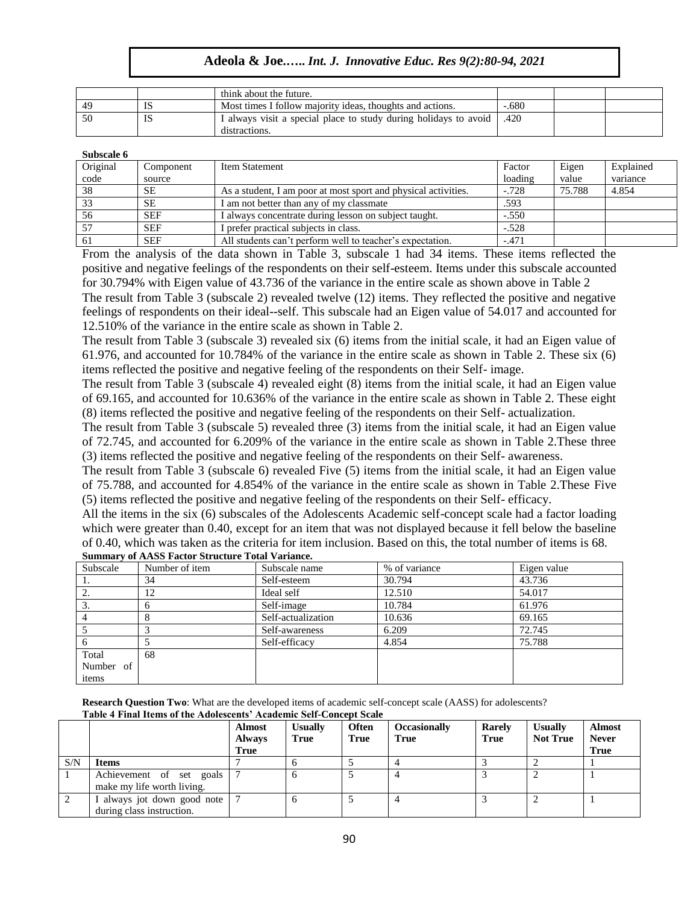|  |  | think about the future. |  |  |  |
|---|---|---|---|---|---|
| 49 | IS | Most times I follow majority ideas, thoughts and actions. | -.680 |  |  |
| 50 | IS | I always visit a special place to study during holidays to avoid distractions. | .420 |  |  |

**Subscale 6**

| Original code | Component source | Item Statement | Factor loading | Eigen value | Explained variance |
|---|---|---|---|---|---|
| 38 | SE | As a student, I am poor at most sport and physical activities. | -.728 | 75.788 | 4.854 |
| 33 | SE | I am not better than any of my classmate | .593 |  |  |
| 56 | SEF | I always concentrate during lesson on subject taught. | -.550 |  |  |
| 57 | SEF | I prefer practical subjects in class. | -.528 |  |  |
| 61 | SEF | All students can't perform well to teacher's expectation. | -.471 |  |  |

From the analysis of the data shown in Table 3, subscale 1 had 34 items. These items reflected the positive and negative feelings of the respondents on their self-esteem. Items under this subscale accounted for 30.794% with Eigen value of 43.736 of the variance in the entire scale as shown above in Table 2

The result from Table 3 (subscale 2) revealed twelve (12) items. They reflected the positive and negative feelings of respondents on their ideal--self. This subscale had an Eigen value of 54.017 and accounted for 12.510% of the variance in the entire scale as shown in Table 2.

The result from Table 3 (subscale 3) revealed six (6) items from the initial scale, it had an Eigen value of 61.976, and accounted for 10.784% of the variance in the entire scale as shown in Table 2. These six (6) items reflected the positive and negative feeling of the respondents on their Self- image.

The result from Table 3 (subscale 4) revealed eight (8) items from the initial scale, it had an Eigen value of 69.165, and accounted for 10.636% of the variance in the entire scale as shown in Table 2. These eight (8) items reflected the positive and negative feeling of the respondents on their Self- actualization.

The result from Table 3 (subscale 5) revealed three (3) items from the initial scale, it had an Eigen value of 72.745, and accounted for 6.209% of the variance in the entire scale as shown in Table 2.These three (3) items reflected the positive and negative feeling of the respondents on their Self- awareness.

The result from Table 3 (subscale 6) revealed Five (5) items from the initial scale, it had an Eigen value of 75.788, and accounted for 4.854% of the variance in the entire scale as shown in Table 2.These Five (5) items reflected the positive and negative feeling of the respondents on their Self- efficacy.

All the items in the six (6) subscales of the Adolescents Academic self-concept scale had a factor loading which were greater than 0.40, except for an item that was not displayed because it fell below the baseline of 0.40, which was taken as the criteria for item inclusion. Based on this, the total number of items is 68.

**Summary of AASS Factor Structure Total Variance.**

| Subscale | Number of item | Subscale name | % of variance | Eigen value |
|---|---|---|---|---|
| 1. | 34 | Self-esteem | 30.794 | 43.736 |
| 2. | 12 | Ideal self | 12.510 | 54.017 |
| 3. | 6 | Self-image | 10.784 | 61.976 |
| 4 | 8 | Self-actualization | 10.636 | 69.165 |
| 5 | 3 | Self-awareness | 6.209 | 72.745 |
| 6 | 5 | Self-efficacy | 4.854 | 75.788 |
| Total Number of items | 68 |  |  |  |

**Research Question Two**: What are the developed items of academic self-concept scale (AASS) for adolescents?

**Table 4 Final Items of the Adolescents' Academic Self-Concept Scale**

|  |  | Almost Always True | Usually True | Often True | Occasionally True | Rarely True | Usually Not True | Almost Never True |
|---|---|---|---|---|---|---|---|---|
| S/N | **Items** | 7 | 6 | 5 | 4 | 3 | 2 | 1 |
| 1 | Achievement of set goals make my life worth living. | 7 | 6 | 5 | 4 | 3 | 2 | 1 |
| 2 | I always jot down good note during class instruction. | 7 | 6 | 5 | 4 | 3 | 2 | 1 |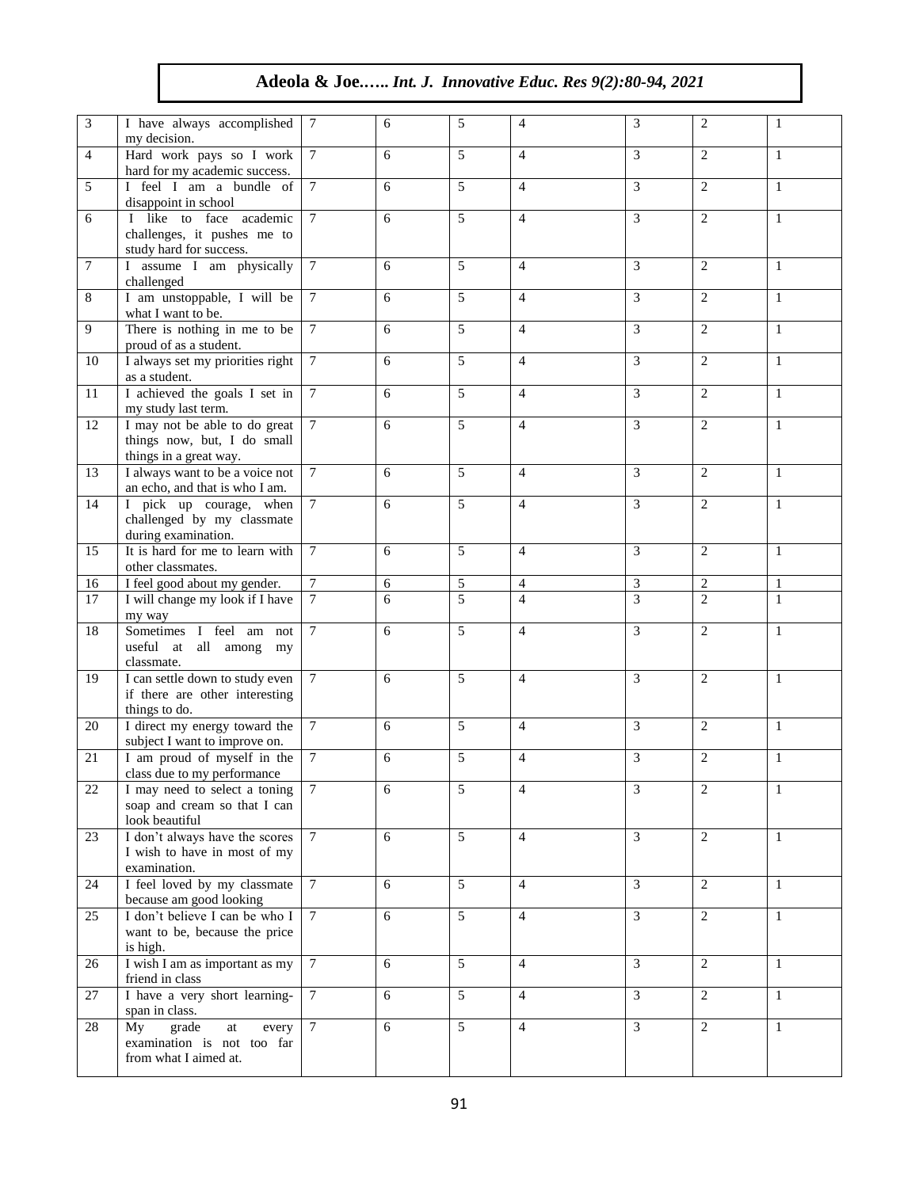| | | | | | | | | |
|---|---|---|---|---|---|---|---|---|
| 3 | I have always accomplished my decision. | 7 | 6 | 5 | 4 | 3 | 2 | 1 |
| 4 | Hard work pays so I work hard for my academic success. | 7 | 6 | 5 | 4 | 3 | 2 | 1 |
| 5 | I feel I am a bundle of disappoint in school | 7 | 6 | 5 | 4 | 3 | 2 | 1 |
| 6 | I like to face academic challenges, it pushes me to study hard for success. | 7 | 6 | 5 | 4 | 3 | 2 | 1 |
| 7 | I assume I am physically challenged | 7 | 6 | 5 | 4 | 3 | 2 | 1 |
| 8 | I am unstoppable, I will be what I want to be. | 7 | 6 | 5 | 4 | 3 | 2 | 1 |
| 9 | There is nothing in me to be proud of as a student. | 7 | 6 | 5 | 4 | 3 | 2 | 1 |
| 10 | I always set my priorities right as a student. | 7 | 6 | 5 | 4 | 3 | 2 | 1 |
| 11 | I achieved the goals I set in my study last term. | 7 | 6 | 5 | 4 | 3 | 2 | 1 |
| 12 | I may not be able to do great things now, but, I do small things in a great way. | 7 | 6 | 5 | 4 | 3 | 2 | 1 |
| 13 | I always want to be a voice not an echo, and that is who I am. | 7 | 6 | 5 | 4 | 3 | 2 | 1 |
| 14 | I pick up courage, when challenged by my classmate during examination. | 7 | 6 | 5 | 4 | 3 | 2 | 1 |
| 15 | It is hard for me to learn with other classmates. | 7 | 6 | 5 | 4 | 3 | 2 | 1 |
| 16 | I feel good about my gender. | 7 | 6 | 5 | 4 | 3 | 2 | 1 |
| 17 | I will change my look if I have my way | 7 | 6 | 5 | 4 | 3 | 2 | 1 |
| 18 | Sometimes I feel am not useful at all among my classmate. | 7 | 6 | 5 | 4 | 3 | 2 | 1 |
| 19 | I can settle down to study even if there are other interesting things to do. | 7 | 6 | 5 | 4 | 3 | 2 | 1 |
| 20 | I direct my energy toward the subject I want to improve on. | 7 | 6 | 5 | 4 | 3 | 2 | 1 |
| 21 | I am proud of myself in the class due to my performance | 7 | 6 | 5 | 4 | 3 | 2 | 1 |
| 22 | I may need to select a toning soap and cream so that I can look beautiful | 7 | 6 | 5 | 4 | 3 | 2 | 1 |
| 23 | I don't always have the scores I wish to have in most of my examination. | 7 | 6 | 5 | 4 | 3 | 2 | 1 |
| 24 | I feel loved by my classmate because am good looking | 7 | 6 | 5 | 4 | 3 | 2 | 1 |
| 25 | I don't believe I can be who I want to be, because the price is high. | 7 | 6 | 5 | 4 | 3 | 2 | 1 |
| 26 | I wish I am as important as my friend in class | 7 | 6 | 5 | 4 | 3 | 2 | 1 |
| 27 | I have a very short learning-span in class. | 7 | 6 | 5 | 4 | 3 | 2 | 1 |
| 28 | My grade at every examination is not too far from what I aimed at. | 7 | 6 | 5 | 4 | 3 | 2 | 1 |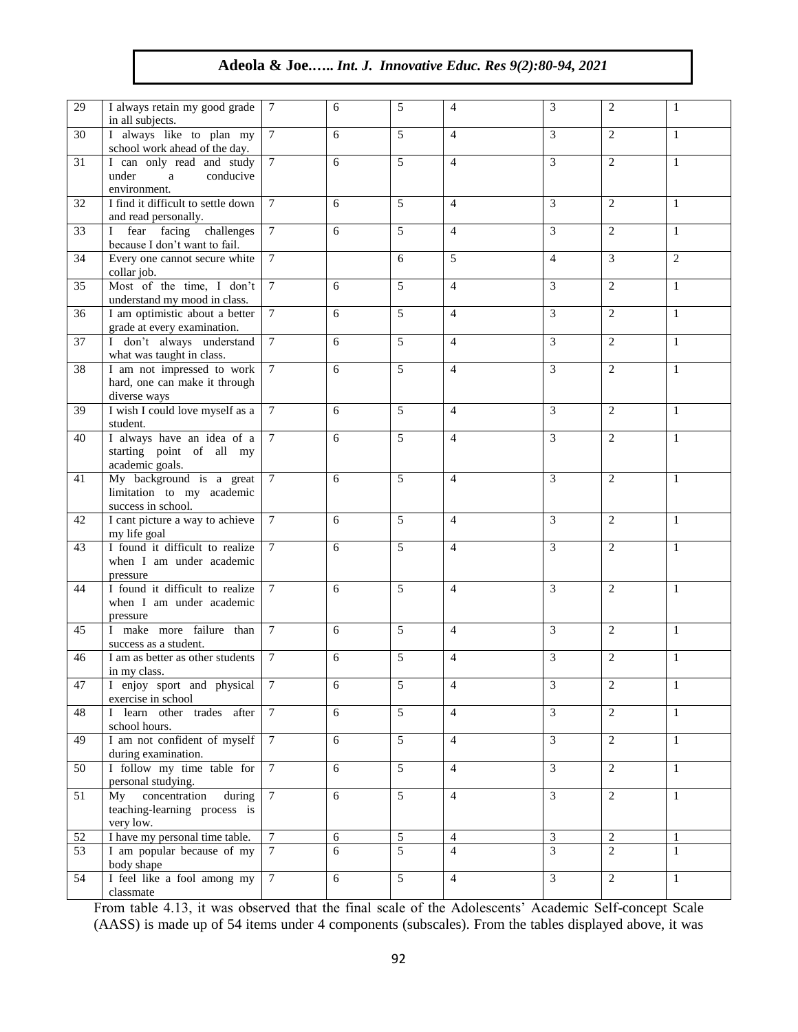| | | | | | | | | |
|---|---|---|---|---|---|---|---|---|
| 29 | I always retain my good grade in all subjects. | 7 | 6 | 5 | 4 | 3 | 2 | 1 |
| 30 | I always like to plan my school work ahead of the day. | 7 | 6 | 5 | 4 | 3 | 2 | 1 |
| 31 | I can only read and study under a conducive environment. | 7 | 6 | 5 | 4 | 3 | 2 | 1 |
| 32 | I find it difficult to settle down and read personally. | 7 | 6 | 5 | 4 | 3 | 2 | 1 |
| 33 | I fear facing challenges because I don't want to fail. | 7 | 6 | 5 | 4 | 3 | 2 | 1 |
| 34 | Every one cannot secure white collar job. | 7 | | 6 | 5 | 4 | 3 | 2 |
| 35 | Most of the time, I don't understand my mood in class. | 7 | 6 | 5 | 4 | 3 | 2 | 1 |
| 36 | I am optimistic about a better grade at every examination. | 7 | 6 | 5 | 4 | 3 | 2 | 1 |
| 37 | I don't always understand what was taught in class. | 7 | 6 | 5 | 4 | 3 | 2 | 1 |
| 38 | I am not impressed to work hard, one can make it through diverse ways | 7 | 6 | 5 | 4 | 3 | 2 | 1 |
| 39 | I wish I could love myself as a student. | 7 | 6 | 5 | 4 | 3 | 2 | 1 |
| 40 | I always have an idea of a starting point of all my academic goals. | 7 | 6 | 5 | 4 | 3 | 2 | 1 |
| 41 | My background is a great limitation to my academic success in school. | 7 | 6 | 5 | 4 | 3 | 2 | 1 |
| 42 | I cant picture a way to achieve my life goal | 7 | 6 | 5 | 4 | 3 | 2 | 1 |
| 43 | I found it difficult to realize when I am under academic pressure | 7 | 6 | 5 | 4 | 3 | 2 | 1 |
| 44 | I found it difficult to realize when I am under academic pressure | 7 | 6 | 5 | 4 | 3 | 2 | 1 |
| 45 | I make more failure than success as a student. | 7 | 6 | 5 | 4 | 3 | 2 | 1 |
| 46 | I am as better as other students in my class. | 7 | 6 | 5 | 4 | 3 | 2 | 1 |
| 47 | I enjoy sport and physical exercise in school | 7 | 6 | 5 | 4 | 3 | 2 | 1 |
| 48 | I learn other trades after school hours. | 7 | 6 | 5 | 4 | 3 | 2 | 1 |
| 49 | I am not confident of myself during examination. | 7 | 6 | 5 | 4 | 3 | 2 | 1 |
| 50 | I follow my time table for personal studying. | 7 | 6 | 5 | 4 | 3 | 2 | 1 |
| 51 | My concentration during teaching-learning process is very low. | 7 | 6 | 5 | 4 | 3 | 2 | 1 |
| 52 | I have my personal time table. | 7 | 6 | 5 | 4 | 3 | 2 | 1 |
| 53 | I am popular because of my body shape | 7 | 6 | 5 | 4 | 3 | 2 | 1 |
| 54 | I feel like a fool among my classmate | 7 | 6 | 5 | 4 | 3 | 2 | 1 |

From table 4.13, it was observed that the final scale of the Adolescents' Academic Self-concept Scale (AASS) is made up of 54 items under 4 components (subscales). From the tables displayed above, it was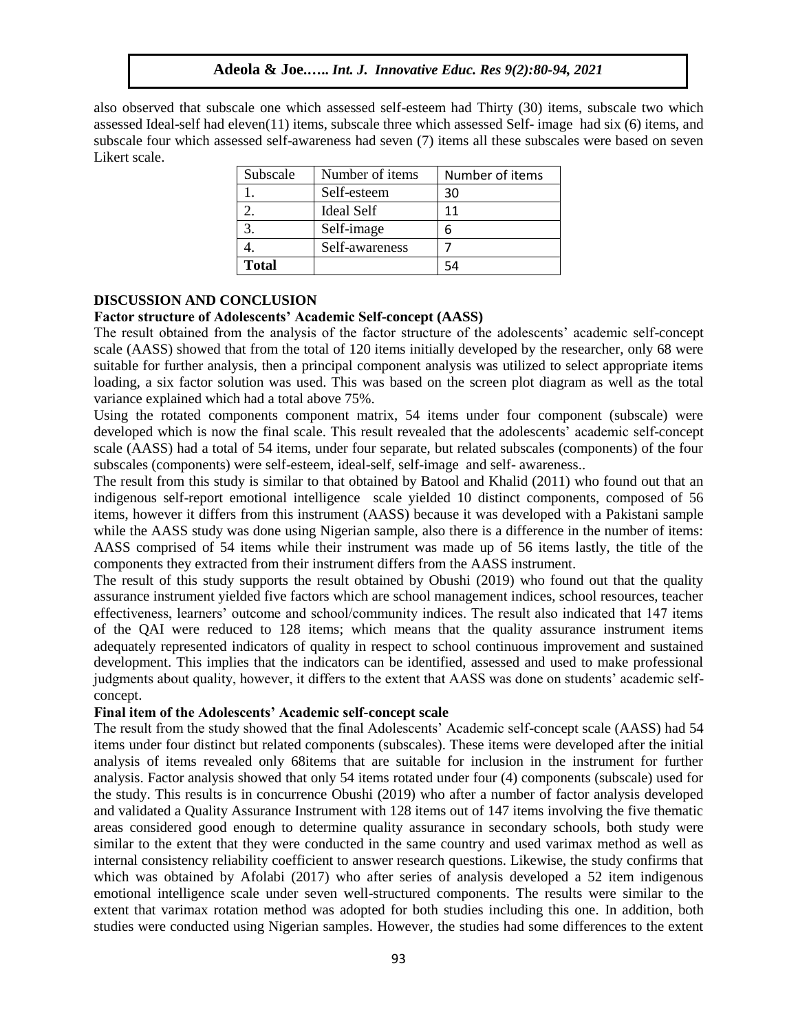also observed that subscale one which assessed self-esteem had Thirty (30) items, subscale two which assessed Ideal-self had eleven(11) items, subscale three which assessed Self- image had six (6) items, and subscale four which assessed self-awareness had seven (7) items all these subscales were based on seven Likert scale.

| Subscale | Number of items | Number of items |
|---|---|---|
| 1. | Self-esteem | 30 |
| 2. | Ideal Self | 11 |
| 3. | Self-image | 6 |
| 4. | Self-awareness | 7 |
| **Total** | | 54 |

## DISCUSSION AND CONCLUSION

### Factor structure of Adolescents' Academic Self-concept (AASS)

The result obtained from the analysis of the factor structure of the adolescents' academic self-concept scale (AASS) showed that from the total of 120 items initially developed by the researcher, only 68 were suitable for further analysis, then a principal component analysis was utilized to select appropriate items loading, a six factor solution was used. This was based on the screen plot diagram as well as the total variance explained which had a total above 75%.

Using the rotated components component matrix, 54 items under four component (subscale) were developed which is now the final scale. This result revealed that the adolescents' academic self-concept scale (AASS) had a total of 54 items, under four separate, but related subscales (components) of the four subscales (components) were self-esteem, ideal-self, self-image and self- awareness..

The result from this study is similar to that obtained by Batool and Khalid (2011) who found out that an indigenous self-report emotional intelligence scale yielded 10 distinct components, composed of 56 items, however it differs from this instrument (AASS) because it was developed with a Pakistani sample while the AASS study was done using Nigerian sample, also there is a difference in the number of items: AASS comprised of 54 items while their instrument was made up of 56 items lastly, the title of the components they extracted from their instrument differs from the AASS instrument.

The result of this study supports the result obtained by Obushi (2019) who found out that the quality assurance instrument yielded five factors which are school management indices, school resources, teacher effectiveness, learners' outcome and school/community indices. The result also indicated that 147 items of the QAI were reduced to 128 items; which means that the quality assurance instrument items adequately represented indicators of quality in respect to school continuous improvement and sustained development. This implies that the indicators can be identified, assessed and used to make professional judgments about quality, however, it differs to the extent that AASS was done on students' academic self-concept.

### Final item of the Adolescents' Academic self-concept scale

The result from the study showed that the final Adolescents' Academic self-concept scale (AASS) had 54 items under four distinct but related components (subscales). These items were developed after the initial analysis of items revealed only 68items that are suitable for inclusion in the instrument for further analysis. Factor analysis showed that only 54 items rotated under four (4) components (subscale) used for the study. This results is in concurrence Obushi (2019) who after a number of factor analysis developed and validated a Quality Assurance Instrument with 128 items out of 147 items involving the five thematic areas considered good enough to determine quality assurance in secondary schools, both study were similar to the extent that they were conducted in the same country and used varimax method as well as internal consistency reliability coefficient to answer research questions. Likewise, the study confirms that which was obtained by Afolabi (2017) who after series of analysis developed a 52 item indigenous emotional intelligence scale under seven well-structured components. The results were similar to the extent that varimax rotation method was adopted for both studies including this one. In addition, both studies were conducted using Nigerian samples. However, the studies had some differences to the extent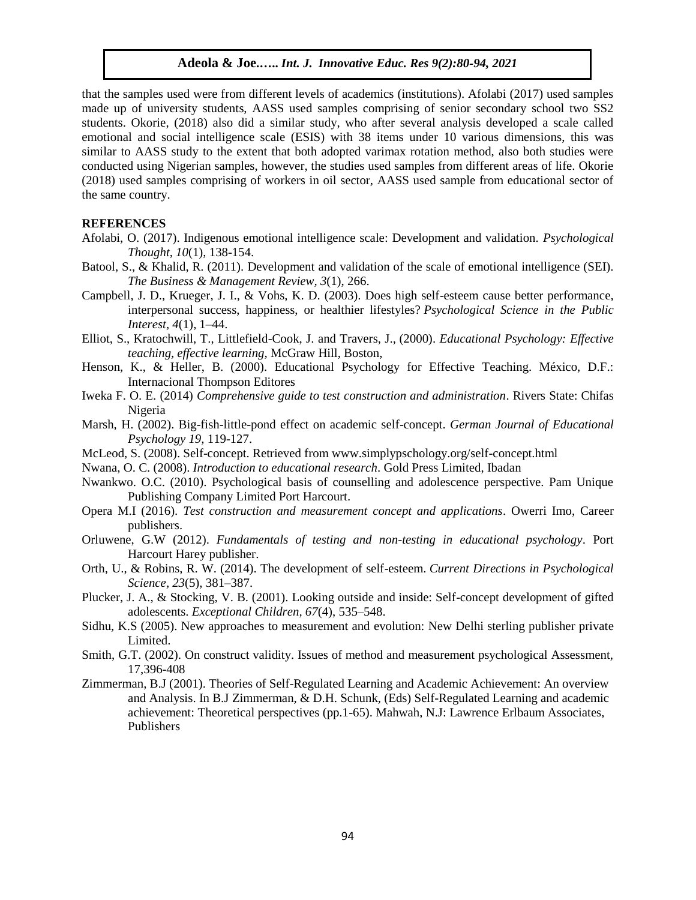that the samples used were from different levels of academics (institutions). Afolabi (2017) used samples made up of university students, AASS used samples comprising of senior secondary school two SS2 students. Okorie, (2018) also did a similar study, who after several analysis developed a scale called emotional and social intelligence scale (ESIS) with 38 items under 10 various dimensions, this was similar to AASS study to the extent that both adopted varimax rotation method, also both studies were conducted using Nigerian samples, however, the studies used samples from different areas of life. Okorie (2018) used samples comprising of workers in oil sector, AASS used sample from educational sector of the same country.

## REFERENCES

Afolabi, O. (2017). Indigenous emotional intelligence scale: Development and validation. *Psychological Thought, 10*(1), 138-154.

Batool, S., & Khalid, R. (2011). Development and validation of the scale of emotional intelligence (SEI). *The Business & Management Review, 3*(1), 266.

Campbell, J. D., Krueger, J. I., & Vohs, K. D. (2003). Does high self-esteem cause better performance, interpersonal success, happiness, or healthier lifestyles? *Psychological Science in the Public Interest*, *4*(1), 1–44.

Elliot, S., Kratochwill, T., Littlefield-Cook, J. and Travers, J., (2000). *Educational Psychology: Effective teaching, effective learning,* McGraw Hill, Boston,

Henson, K., & Heller, B. (2000). Educational Psychology for Effective Teaching. México, D.F.: Internacional Thompson Editores

Iweka F. O. E. (2014) *Comprehensive guide to test construction and administration*. Rivers State: Chifas Nigeria

Marsh, H. (2002). Big-fish-little-pond effect on academic self-concept. *German Journal of Educational Psychology 19*, 119-127.

McLeod, S. (2008). Self-concept. Retrieved from www.simplypschology.org/self-concept.html

Nwana, O. C. (2008). *Introduction to educational research*. Gold Press Limited, Ibadan

Nwankwo. O.C. (2010). Psychological basis of counselling and adolescence perspective. Pam Unique Publishing Company Limited Port Harcourt.

Opera M.I (2016). *Test construction and measurement concept and applications*. Owerri Imo, Career publishers.

Orluwene, G.W (2012). *Fundamentals of testing and non-testing in educational psychology*. Port Harcourt Harey publisher.

Orth, U., & Robins, R. W. (2014). The development of self-esteem. *Current Directions in Psychological Science, 23*(5), 381–387.

Plucker, J. A., & Stocking, V. B. (2001). Looking outside and inside: Self-concept development of gifted adolescents. *Exceptional Children, 67*(4), 535–548.

Sidhu, K.S (2005). New approaches to measurement and evolution: New Delhi sterling publisher private Limited.

Smith, G.T. (2002). On construct validity. Issues of method and measurement psychological Assessment, 17,396-408

Zimmerman, B.J (2001). Theories of Self-Regulated Learning and Academic Achievement: An overview and Analysis. In B.J Zimmerman, & D.H. Schunk, (Eds) Self-Regulated Learning and academic achievement: Theoretical perspectives (pp.1-65). Mahwah, N.J: Lawrence Erlbaum Associates, Publishers